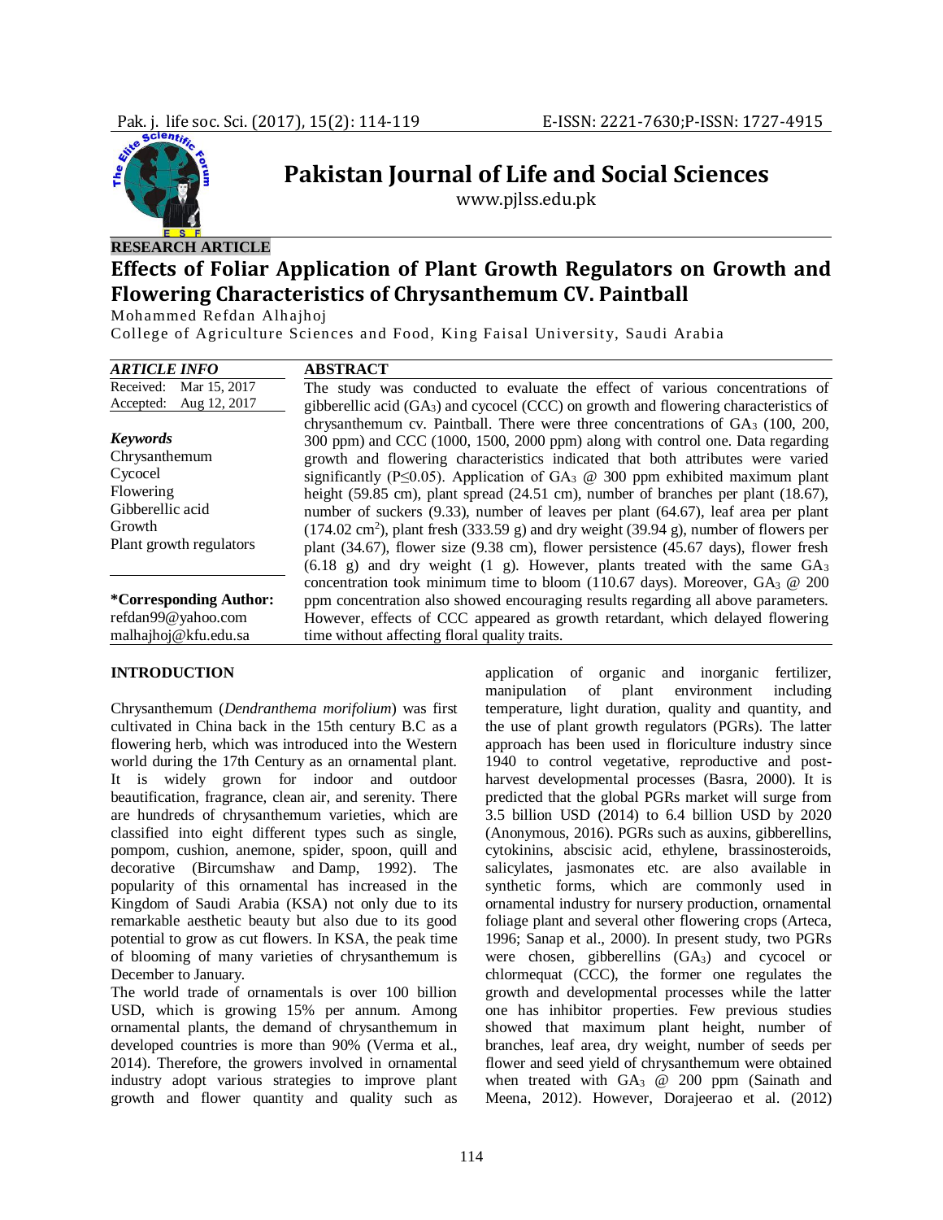**RESEARCH ARTICLE**

# Effects of Foliar Application of Plant Growth Regulators on Growth and Flowering Characteristics of Chrysanthemum CV. Paintball

Mohammed Refdan Alhajhoj

College of Agriculture Sciences and Food, King Faisal University, Saudi Arabia

***ARTICLE INFO***

Received: Mar 15, 2017

Accepted: Aug 12, 2017

***Keywords***

Chrysanthemum

Cycocel

Flowering

Gibberellic acid

Growth

Plant growth regulators

**\*Corresponding Author:**

refdan99@yahoo.com

malhajhoj@kfu.edu.sa

## ABSTRACT

The study was conducted to evaluate the effect of various concentrations of gibberellic acid ($GA_3$) and cycocel (CCC) on growth and flowering characteristics of chrysanthemum cv. Paintball. There were three concentrations of $GA_3$ (100, 200, 300 ppm) and CCC (1000, 1500, 2000 ppm) along with control one. Data regarding growth and flowering characteristics indicated that both attributes were varied significantly ($P \leq 0.05$). Application of $GA_3$ @ 300 ppm exhibited maximum plant height (59.85 cm), plant spread (24.51 cm), number of branches per plant (18.67), number of suckers (9.33), number of leaves per plant (64.67), leaf area per plant (174.02 $cm^2$), plant fresh (333.59 g) and dry weight (39.94 g), number of flowers per plant (34.67), flower size (9.38 cm), flower persistence (45.67 days), flower fresh (6.18 g) and dry weight (1 g). However, plants treated with the same $GA_3$ concentration took minimum time to bloom (110.67 days). Moreover, $GA_3$ @ 200 ppm concentration also showed encouraging results regarding all above parameters. However, effects of CCC appeared as growth retardant, which delayed flowering time without affecting floral quality traits.

## INTRODUCTION

Chrysanthemum (*Dendranthema morifolium*) was first cultivated in China back in the 15th century B.C as a flowering herb, which was introduced into the Western world during the 17th Century as an ornamental plant. It is widely grown for indoor and outdoor beautification, fragrance, clean air, and serenity. There are hundreds of chrysanthemum varieties, which are classified into eight different types such as single, pompom, cushion, anemone, spider, spoon, quill and decorative (Bircumshaw and Damp, 1992). The popularity of this ornamental has increased in the Kingdom of Saudi Arabia (KSA) not only due to its remarkable aesthetic beauty but also due to its good potential to grow as cut flowers. In KSA, the peak time of blooming of many varieties of chrysanthemum is December to January.

The world trade of ornamentals is over 100 billion USD, which is growing 15% per annum. Among ornamental plants, the demand of chrysanthemum in developed countries is more than 90% (Verma et al., 2014). Therefore, the growers involved in ornamental industry adopt various strategies to improve plant growth and flower quantity and quality such as application of organic and inorganic fertilizer, manipulation of plant environment including temperature, light duration, quality and quantity, and the use of plant growth regulators (PGRs). The latter approach has been used in floriculture industry since 1940 to control vegetative, reproductive and post-harvest developmental processes (Basra, 2000). It is predicted that the global PGRs market will surge from 3.5 billion USD (2014) to 6.4 billion USD by 2020 (Anonymous, 2016). PGRs such as auxins, gibberellins, cytokinins, abscisic acid, ethylene, brassinosteroids, salicylates, jasmonates etc. are also available in synthetic forms, which are commonly used in ornamental industry for nursery production, ornamental foliage plant and several other flowering crops (Arteca, 1996; Sanap et al., 2000). In present study, two PGRs were chosen, gibberellins ($GA_3$) and cycocel or chlormequat (CCC), the former one regulates the growth and developmental processes while the latter one has inhibitor properties. Few previous studies showed that maximum plant height, number of branches, leaf area, dry weight, number of seeds per flower and seed yield of chrysanthemum were obtained when treated with $GA_3$ @ 200 ppm (Sainath and Meena, 2012). However, Dorajeerao et al. (2012)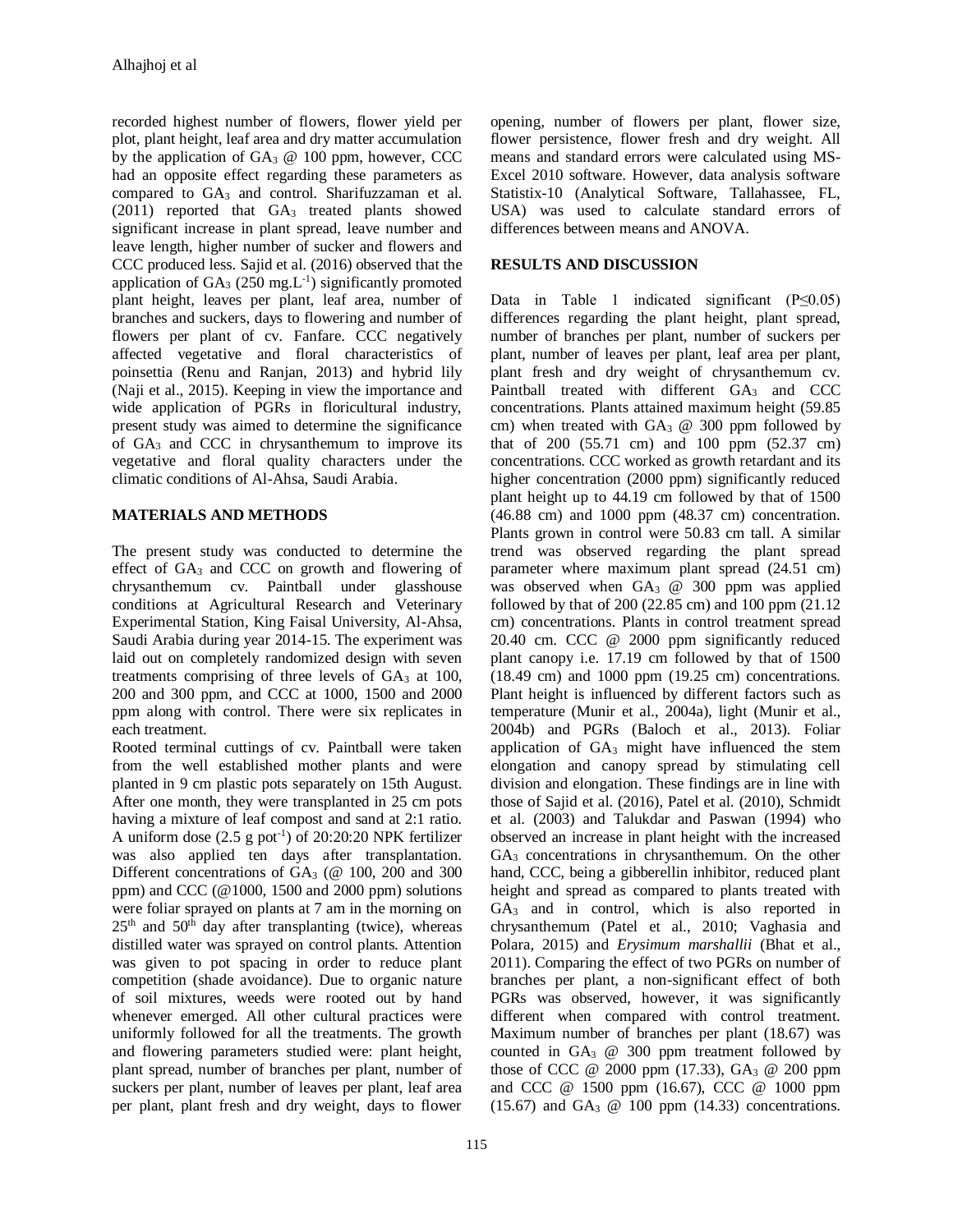recorded highest number of flowers, flower yield per plot, plant height, leaf area and dry matter accumulation by the application of $GA_3$ @ 100 ppm, however, CCC had an opposite effect regarding these parameters as compared to $GA_3$ and control. Sharifuzzaman et al. (2011) reported that $GA_3$ treated plants showed significant increase in plant spread, leave number and leave length, higher number of sucker and flowers and CCC produced less. Sajid et al. (2016) observed that the application of $GA_3$ (250 mg.$L^{-1}$) significantly promoted plant height, leaves per plant, leaf area, number of branches and suckers, days to flowering and number of flowers per plant of cv. Fanfare. CCC negatively affected vegetative and floral characteristics of poinsettia (Renu and Ranjan, 2013) and hybrid lily (Naji et al., 2015). Keeping in view the importance and wide application of PGRs in floricultural industry, present study was aimed to determine the significance of $GA_3$ and CCC in chrysanthemum to improve its vegetative and floral quality characters under the climatic conditions of Al-Ahsa, Saudi Arabia.

## MATERIALS AND METHODS

The present study was conducted to determine the effect of $GA_3$ and CCC on growth and flowering of chrysanthemum cv. Paintball under glasshouse conditions at Agricultural Research and Veterinary Experimental Station, King Faisal University, Al-Ahsa, Saudi Arabia during year 2014-15. The experiment was laid out on completely randomized design with seven treatments comprising of three levels of $GA_3$ at 100, 200 and 300 ppm, and CCC at 1000, 1500 and 2000 ppm along with control. There were six replicates in each treatment.

Rooted terminal cuttings of cv. Paintball were taken from the well established mother plants and were planted in 9 cm plastic pots separately on 15th August. After one month, they were transplanted in 25 cm pots having a mixture of leaf compost and sand at 2:1 ratio. A uniform dose (2.5 g $pot^{-1}$) of 20:20:20 NPK fertilizer was also applied ten days after transplantation. Different concentrations of $GA_3$ (@ 100, 200 and 300 ppm) and CCC (@1000, 1500 and 2000 ppm) solutions were foliar sprayed on plants at 7 am in the morning on $25^{th}$ and $50^{th}$ day after transplanting (twice), whereas distilled water was sprayed on control plants. Attention was given to pot spacing in order to reduce plant competition (shade avoidance). Due to organic nature of soil mixtures, weeds were rooted out by hand whenever emerged. All other cultural practices were uniformly followed for all the treatments. The growth and flowering parameters studied were: plant height, plant spread, number of branches per plant, number of suckers per plant, number of leaves per plant, leaf area per plant, plant fresh and dry weight, days to flower opening, number of flowers per plant, flower size, flower persistence, flower fresh and dry weight. All means and standard errors were calculated using MS-Excel 2010 software. However, data analysis software Statistix-10 (Analytical Software, Tallahassee, FL, USA) was used to calculate standard errors of differences between means and ANOVA.

## RESULTS AND DISCUSSION

Data in Table 1 indicated significant ($P \leq 0.05$) differences regarding the plant height, plant spread, number of branches per plant, number of suckers per plant, number of leaves per plant, leaf area per plant, plant fresh and dry weight of chrysanthemum cv. Paintball treated with different $GA_3$ and CCC concentrations. Plants attained maximum height (59.85 cm) when treated with $GA_3$ @ 300 ppm followed by that of 200 (55.71 cm) and 100 ppm (52.37 cm) concentrations. CCC worked as growth retardant and its higher concentration (2000 ppm) significantly reduced plant height up to 44.19 cm followed by that of 1500 (46.88 cm) and 1000 ppm (48.37 cm) concentration. Plants grown in control were 50.83 cm tall. A similar trend was observed regarding the plant spread parameter where maximum plant spread (24.51 cm) was observed when $GA_3$ @ 300 ppm was applied followed by that of 200 (22.85 cm) and 100 ppm (21.12 cm) concentrations. Plants in control treatment spread 20.40 cm. CCC @ 2000 ppm significantly reduced plant canopy i.e. 17.19 cm followed by that of 1500 (18.49 cm) and 1000 ppm (19.25 cm) concentrations. Plant height is influenced by different factors such as temperature (Munir et al., 2004a), light (Munir et al., 2004b) and PGRs (Baloch et al., 2013). Foliar application of $GA_3$ might have influenced the stem elongation and canopy spread by stimulating cell division and elongation. These findings are in line with those of Sajid et al. (2016), Patel et al. (2010), Schmidt et al. (2003) and Talukdar and Paswan (1994) who observed an increase in plant height with the increased $GA_3$ concentrations in chrysanthemum. On the other hand, CCC, being a gibberellin inhibitor, reduced plant height and spread as compared to plants treated with $GA_3$ and in control, which is also reported in chrysanthemum (Patel et al., 2010; Vaghasia and Polara, 2015) and *Erysimum marshallii* (Bhat et al., 2011). Comparing the effect of two PGRs on number of branches per plant, a non-significant effect of both PGRs was observed, however, it was significantly different when compared with control treatment. Maximum number of branches per plant (18.67) was counted in $GA_3$ @ 300 ppm treatment followed by those of CCC @ 2000 ppm (17.33), $GA_3$ @ 200 ppm and CCC @ 1500 ppm (16.67), CCC @ 1000 ppm (15.67) and $GA_3$ @ 100 ppm (14.33) concentrations.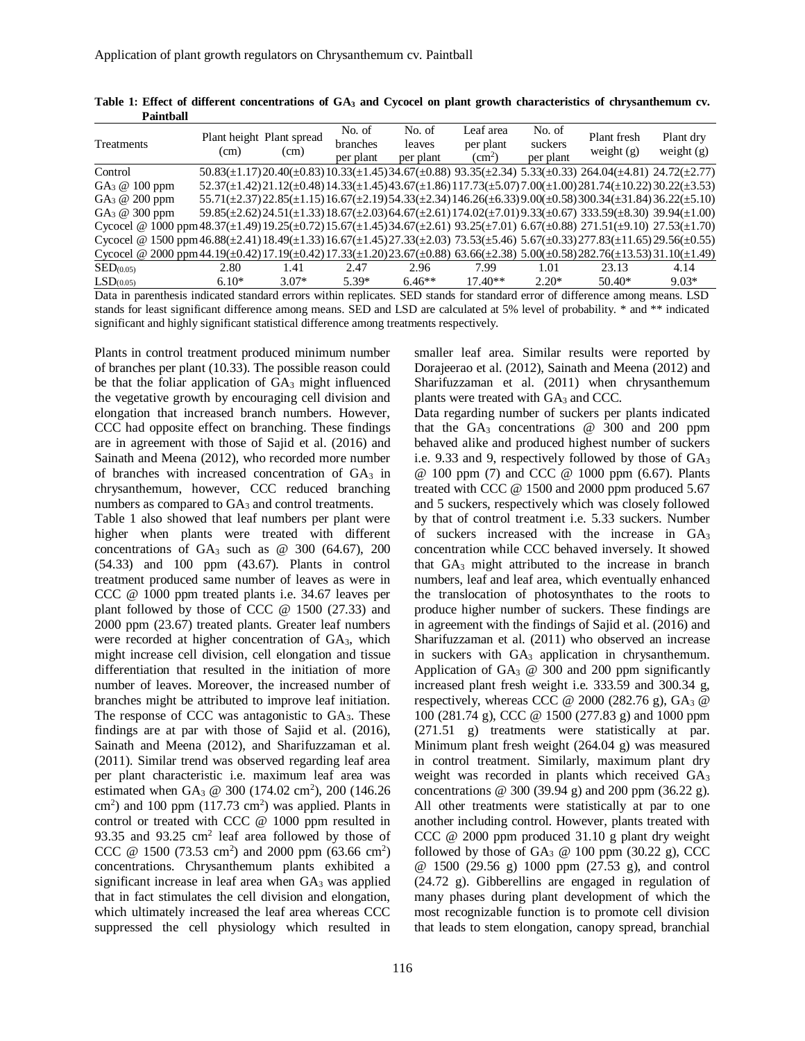**Table 1: Effect of different concentrations of $GA_3$ and Cycocel on plant growth characteristics of chrysanthemum cv. Paintball**

| Treatments | Plant height (cm) | Plant spread (cm) | No. of branches per plant | No. of leaves per plant | Leaf area per plant ($cm^2$) | No. of suckers per plant | Plant fresh weight (g) | Plant dry weight (g) |
|---|---|---|---|---|---|---|---|---|
| Control | 50.83(±1.17) | 20.40(±0.83) | 10.33(±1.45) | 34.67(±0.88) | 93.35(±2.34) | 5.33(±0.33) | 264.04(±4.81) | 24.72(±2.77) |
| $GA_3$ @ 100 ppm | 52.37(±1.42) | 21.12(±0.48) | 14.33(±1.45) | 43.67(±1.86) | 117.73(±5.07) | 7.00(±1.00) | 281.74(±10.22) | 30.22(±3.53) |
| $GA_3$ @ 200 ppm | 55.71(±2.37) | 22.85(±1.15) | 16.67(±2.19) | 54.33(±2.34) | 146.26(±6.33) | 9.00(±0.58) | 300.34(±31.84) | 36.22(±5.10) |
| $GA_3$ @ 300 ppm | 59.85(±2.62) | 24.51(±1.33) | 18.67(±2.03) | 64.67(±2.61) | 174.02(±7.01) | 9.33(±0.67) | 333.59(±8.30) | 39.94(±1.00) |
| Cycocel @ 1000 ppm | 48.37(±1.49) | 19.25(±0.72) | 15.67(±1.45) | 34.67(±2.61) | 93.25(±7.01) | 6.67(±0.88) | 271.51(±9.10) | 27.53(±1.70) |
| Cycocel @ 1500 ppm | 46.88(±2.41) | 18.49(±1.33) | 16.67(±1.45) | 27.33(±2.03) | 73.53(±5.46) | 5.67(±0.33) | 277.83(±11.65) | 29.56(±0.55) |
| Cycocel @ 2000 ppm | 44.19(±0.42) | 17.19(±0.42) | 17.33(±1.20) | 23.67(±0.88) | 63.66(±2.38) | 5.00(±0.58) | 282.76(±13.53) | 31.10(±1.49) |
| $SED_{(0.05)}$ | 2.80 | 1.41 | 2.47 | 2.96 | 7.99 | 1.01 | 23.13 | 4.14 |
| $LSD_{(0.05)}$ | 6.10* | 3.07* | 5.39* | 6.46** | 17.40** | 2.20* | 50.40* | 9.03* |

Data in parenthesis indicated standard errors within replicates. SED stands for standard error of difference among means. LSD stands for least significant difference among means. SED and LSD are calculated at 5% level of probability. * and ** indicated significant and highly significant statistical difference among treatments respectively.

Plants in control treatment produced minimum number of branches per plant (10.33). The possible reason could be that the foliar application of $GA_3$ might influenced the vegetative growth by encouraging cell division and elongation that increased branch numbers. However, CCC had opposite effect on branching. These findings are in agreement with those of Sajid et al. (2016) and Sainath and Meena (2012), who recorded more number of branches with increased concentration of $GA_3$ in chrysanthemum, however, CCC reduced branching numbers as compared to $GA_3$ and control treatments.

Table 1 also showed that leaf numbers per plant were higher when plants were treated with different concentrations of $GA_3$ such as @ 300 (64.67), 200 (54.33) and 100 ppm (43.67). Plants in control treatment produced same number of leaves as were in CCC @ 1000 ppm treated plants i.e. 34.67 leaves per plant followed by those of CCC @ 1500 (27.33) and 2000 ppm (23.67) treated plants. Greater leaf numbers were recorded at higher concentration of $GA_3$, which might increase cell division, cell elongation and tissue differentiation that resulted in the initiation of more number of leaves. Moreover, the increased number of branches might be attributed to improve leaf initiation. The response of CCC was antagonistic to $GA_3$. These findings are at par with those of Sajid et al. (2016), Sainath and Meena (2012), and Sharifuzzaman et al. (2011). Similar trend was observed regarding leaf area per plant characteristic i.e. maximum leaf area was estimated when $GA_3$ @ 300 (174.02 $cm^2$), 200 (146.26 $cm^2$) and 100 ppm (117.73 $cm^2$) was applied. Plants in control or treated with CCC @ 1000 ppm resulted in 93.35 and 93.25 $cm^2$ leaf area followed by those of CCC @ 1500 (73.53 $cm^2$) and 2000 ppm (63.66 $cm^2$) concentrations. Chrysanthemum plants exhibited a significant increase in leaf area when $GA_3$ was applied that in fact stimulates the cell division and elongation, which ultimately increased the leaf area whereas CCC suppressed the cell physiology which resulted in smaller leaf area. Similar results were reported by Dorajeerao et al. (2012), Sainath and Meena (2012) and Sharifuzzaman et al. (2011) when chrysanthemum plants were treated with $GA_3$ and CCC.

Data regarding number of suckers per plants indicated that the $GA_3$ concentrations @ 300 and 200 ppm behaved alike and produced highest number of suckers i.e. 9.33 and 9, respectively followed by those of $GA_3$ @ 100 ppm (7) and CCC @ 1000 ppm (6.67). Plants treated with CCC @ 1500 and 2000 ppm produced 5.67 and 5 suckers, respectively which was closely followed by that of control treatment i.e. 5.33 suckers. Number of suckers increased with the increase in $GA_3$ concentration while CCC behaved inversely. It showed that $GA_3$ might attributed to the increase in branch numbers, leaf and leaf area, which eventually enhanced the translocation of photosynthates to the roots to produce higher number of suckers. These findings are in agreement with the findings of Sajid et al. (2016) and Sharifuzzaman et al. (2011) who observed an increase in suckers with $GA_3$ application in chrysanthemum. Application of $GA_3$ @ 300 and 200 ppm significantly increased plant fresh weight i.e. 333.59 and 300.34 g, respectively, whereas CCC @ 2000 (282.76 g), $GA_3$ @ 100 (281.74 g), CCC @ 1500 (277.83 g) and 1000 ppm (271.51 g) treatments were statistically at par. Minimum plant fresh weight (264.04 g) was measured in control treatment. Similarly, maximum plant dry weight was recorded in plants which received $GA_3$ concentrations @ 300 (39.94 g) and 200 ppm (36.22 g). All other treatments were statistically at par to one another including control. However, plants treated with CCC @ 2000 ppm produced 31.10 g plant dry weight followed by those of $GA_3$ @ 100 ppm (30.22 g), CCC @ 1500 (29.56 g) 1000 ppm (27.53 g), and control (24.72 g). Gibberellins are engaged in regulation of many phases during plant development of which the most recognizable function is to promote cell division that leads to stem elongation, canopy spread, branchial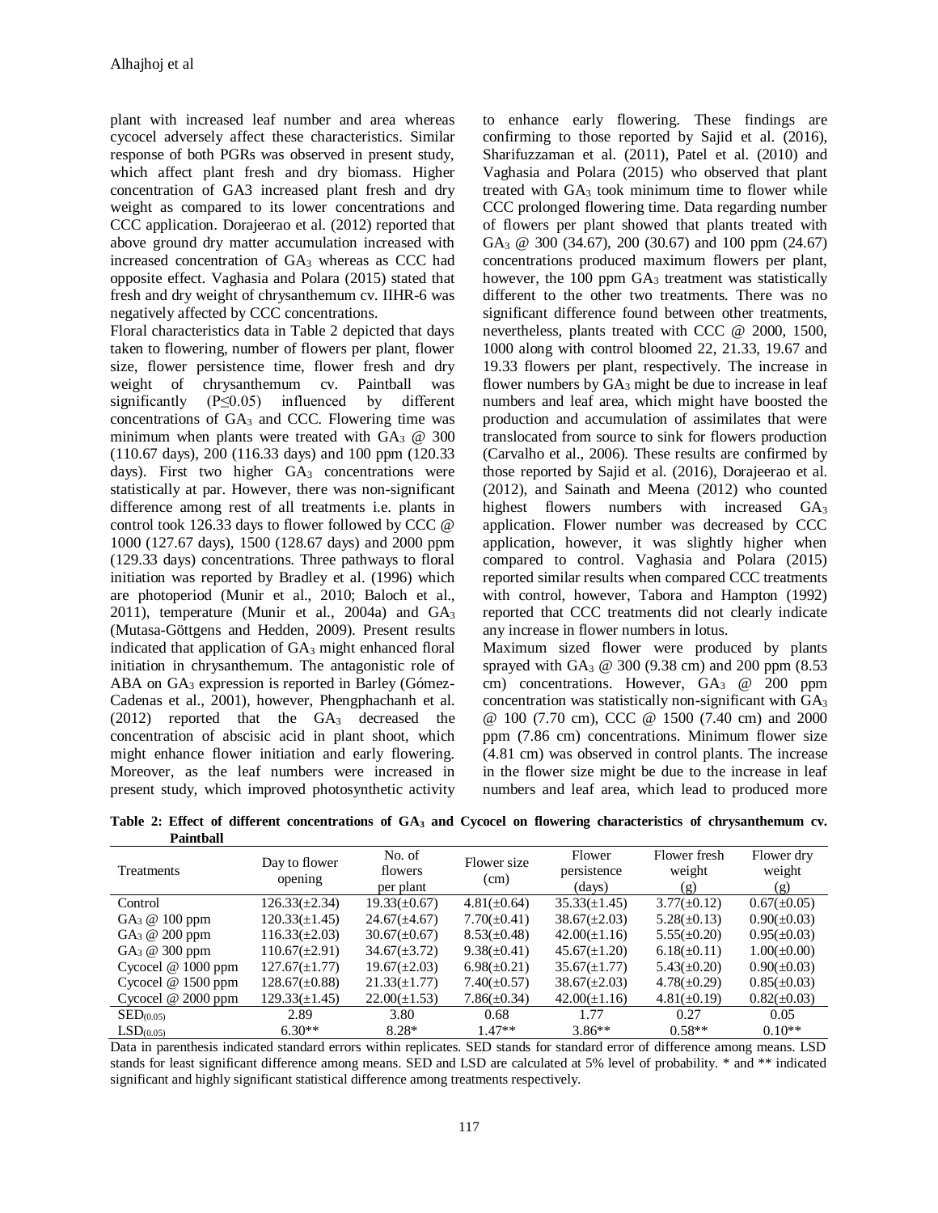plant with increased leaf number and area whereas cycocel adversely affect these characteristics. Similar response of both PGRs was observed in present study, which affect plant fresh and dry biomass. Higher concentration of GA3 increased plant fresh and dry weight as compared to its lower concentrations and CCC application. Dorajeerao et al. (2012) reported that above ground dry matter accumulation increased with increased concentration of $GA_3$ whereas as CCC had opposite effect. Vaghasia and Polara (2015) stated that fresh and dry weight of chrysanthemum cv. IIHR-6 was negatively affected by CCC concentrations.

Floral characteristics data in Table 2 depicted that days taken to flowering, number of flowers per plant, flower size, flower persistence time, flower fresh and dry weight of chrysanthemum cv. Paintball was significantly ($P \leq 0.05$) influenced by different concentrations of $GA_3$ and CCC. Flowering time was minimum when plants were treated with $GA_3$ @ 300 (110.67 days), 200 (116.33 days) and 100 ppm (120.33 days). First two higher $GA_3$ concentrations were statistically at par. However, there was non-significant difference among rest of all treatments i.e. plants in control took 126.33 days to flower followed by CCC @ 1000 (127.67 days), 1500 (128.67 days) and 2000 ppm (129.33 days) concentrations. Three pathways to floral initiation was reported by Bradley et al. (1996) which are photoperiod (Munir et al., 2010; Baloch et al., 2011), temperature (Munir et al., 2004a) and $GA_3$ (Mutasa-Göttgens and Hedden, 2009). Present results indicated that application of $GA_3$ might enhanced floral initiation in chrysanthemum. The antagonistic role of ABA on $GA_3$ expression is reported in Barley (Gómez-Cadenas et al., 2001), however, Phengphachanh et al. (2012) reported that the $GA_3$ decreased the concentration of abscisic acid in plant shoot, which might enhance flower initiation and early flowering. Moreover, as the leaf numbers were increased in present study, which improved photosynthetic activity to enhance early flowering. These findings are confirming to those reported by Sajid et al. (2016), Sharifuzzaman et al. (2011), Patel et al. (2010) and Vaghasia and Polara (2015) who observed that plant treated with $GA_3$ took minimum time to flower while CCC prolonged flowering time. Data regarding number of flowers per plant showed that plants treated with $GA_3$ @ 300 (34.67), 200 (30.67) and 100 ppm (24.67) concentrations produced maximum flowers per plant, however, the 100 ppm $GA_3$ treatment was statistically different to the other two treatments. There was no significant difference found between other treatments, nevertheless, plants treated with CCC @ 2000, 1500, 1000 along with control bloomed 22, 21.33, 19.67 and 19.33 flowers per plant, respectively. The increase in flower numbers by $GA_3$ might be due to increase in leaf numbers and leaf area, which might have boosted the production and accumulation of assimilates that were translocated from source to sink for flowers production (Carvalho et al., 2006). These results are confirmed by those reported by Sajid et al. (2016), Dorajeerao et al. (2012), and Sainath and Meena (2012) who counted highest flowers numbers with increased $GA_3$ application. Flower number was decreased by CCC application, however, it was slightly higher when compared to control. Vaghasia and Polara (2015) reported similar results when compared CCC treatments with control, however, Tabora and Hampton (1992) reported that CCC treatments did not clearly indicate any increase in flower numbers in lotus.

Maximum sized flower were produced by plants sprayed with $GA_3$ @ 300 (9.38 cm) and 200 ppm (8.53 cm) concentrations. However, $GA_3$ @ 200 ppm concentration was statistically non-significant with $GA_3$ @ 100 (7.70 cm), CCC @ 1500 (7.40 cm) and 2000 ppm (7.86 cm) concentrations. Minimum flower size (4.81 cm) was observed in control plants. The increase in the flower size might be due to the increase in leaf numbers and leaf area, which lead to produced more

**Table 2: Effect of different concentrations of $GA_3$ and Cycocel on flowering characteristics of chrysanthemum cv. Paintball**

| Treatments | Day to flower opening | No. of flowers per plant | Flower size (cm) | Flower persistence (days) | Flower fresh weight (g) | Flower dry weight (g) |
|---|---|---|---|---|---|---|
| Control | 126.33(±2.34) | 19.33(±0.67) | 4.81(±0.64) | 35.33(±1.45) | 3.77(±0.12) | 0.67(±0.05) |
| $GA_3$ @ 100 ppm | 120.33(±1.45) | 24.67(±4.67) | 7.70(±0.41) | 38.67(±2.03) | 5.28(±0.13) | 0.90(±0.03) |
| $GA_3$ @ 200 ppm | 116.33(±2.03) | 30.67(±0.67) | 8.53(±0.48) | 42.00(±1.16) | 5.55(±0.20) | 0.95(±0.03) |
| $GA_3$ @ 300 ppm | 110.67(±2.91) | 34.67(±3.72) | 9.38(±0.41) | 45.67(±1.20) | 6.18(±0.11) | 1.00(±0.00) |
| Cycocel @ 1000 ppm | 127.67(±1.77) | 19.67(±2.03) | 6.98(±0.21) | 35.67(±1.77) | 5.43(±0.20) | 0.90(±0.03) |
| Cycocel @ 1500 ppm | 128.67(±0.88) | 21.33(±1.77) | 7.40(±0.57) | 38.67(±2.03) | 4.78(±0.29) | 0.85(±0.03) |
| Cycocel @ 2000 ppm | 129.33(±1.45) | 22.00(±1.53) | 7.86(±0.34) | 42.00(±1.16) | 4.81(±0.19) | 0.82(±0.03) |
| $SED_{(0.05)}$ | 2.89 | 3.80 | 0.68 | 1.77 | 0.27 | 0.05 |
| $LSD_{(0.05)}$ | 6.30** | 8.28* | 1.47** | 3.86** | 0.58** | 0.10** |

Data in parenthesis indicated standard errors within replicates. SED stands for standard error of difference among means. LSD stands for least significant difference among means. SED and LSD are calculated at 5% level of probability. * and ** indicated significant and highly significant statistical difference among treatments respectively.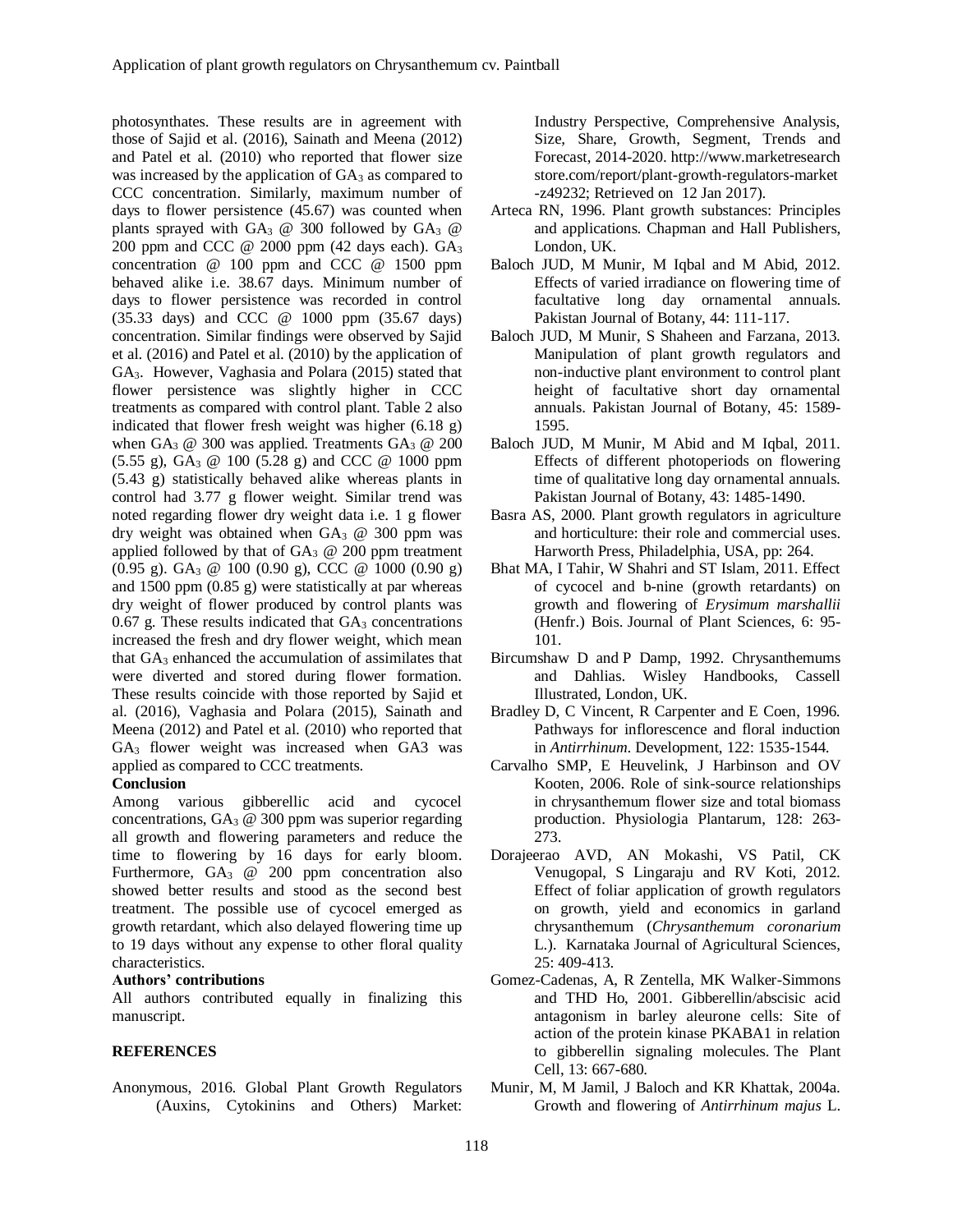photosynthates. These results are in agreement with those of Sajid et al. (2016), Sainath and Meena (2012) and Patel et al. (2010) who reported that flower size was increased by the application of $GA_3$ as compared to CCC concentration. Similarly, maximum number of days to flower persistence (45.67) was counted when plants sprayed with $GA_3$ @ 300 followed by $GA_3$ @ 200 ppm and CCC @ 2000 ppm (42 days each). $GA_3$ concentration @ 100 ppm and CCC @ 1500 ppm behaved alike i.e. 38.67 days. Minimum number of days to flower persistence was recorded in control (35.33 days) and CCC @ 1000 ppm (35.67 days) concentration. Similar findings were observed by Sajid et al. (2016) and Patel et al. (2010) by the application of $GA_3$. However, Vaghasia and Polara (2015) stated that flower persistence was slightly higher in CCC treatments as compared with control plant. Table 2 also indicated that flower fresh weight was higher (6.18 g) when $GA_3$ @ 300 was applied. Treatments $GA_3$ @ 200 (5.55 g), $GA_3$ @ 100 (5.28 g) and CCC @ 1000 ppm (5.43 g) statistically behaved alike whereas plants in control had 3.77 g flower weight. Similar trend was noted regarding flower dry weight data i.e. 1 g flower dry weight was obtained when $GA_3$ @ 300 ppm was applied followed by that of $GA_3$ @ 200 ppm treatment (0.95 g). $GA_3$ @ 100 (0.90 g), CCC @ 1000 (0.90 g) and 1500 ppm (0.85 g) were statistically at par whereas dry weight of flower produced by control plants was 0.67 g. These results indicated that $GA_3$ concentrations increased the fresh and dry flower weight, which mean that $GA_3$ enhanced the accumulation of assimilates that were diverted and stored during flower formation. These results coincide with those reported by Sajid et al. (2016), Vaghasia and Polara (2015), Sainath and Meena (2012) and Patel et al. (2010) who reported that $GA_3$ flower weight was increased when GA3 was applied as compared to CCC treatments.

**Conclusion**

Among various gibberellic acid and cycocel concentrations, $GA_3$ @ 300 ppm was superior regarding all growth and flowering parameters and reduce the time to flowering by 16 days for early bloom. Furthermore, $GA_3$ @ 200 ppm concentration also showed better results and stood as the second best treatment. The possible use of cycocel emerged as growth retardant, which also delayed flowering time up to 19 days without any expense to other floral quality characteristics.

**Authors' contributions**

All authors contributed equally in finalizing this manuscript.

## REFERENCES

Anonymous, 2016. Global Plant Growth Regulators (Auxins, Cytokinins and Others) Market: Industry Perspective, Comprehensive Analysis, Size, Share, Growth, Segment, Trends and Forecast, 2014-2020. http://www.marketresearchstore.com/report/plant-growth-regulators-market-z49232; Retrieved on 12 Jan 2017).

Arteca RN, 1996. Plant growth substances: Principles and applications. Chapman and Hall Publishers, London, UK.

Baloch JUD, M Munir, M Iqbal and M Abid, 2012. Effects of varied irradiance on flowering time of facultative long day ornamental annuals. Pakistan Journal of Botany, 44: 111-117.

Baloch JUD, M Munir, S Shaheen and Farzana, 2013. Manipulation of plant growth regulators and non-inductive plant environment to control plant height of facultative short day ornamental annuals. Pakistan Journal of Botany, 45: 1589-1595.

Baloch JUD, M Munir, M Abid and M Iqbal, 2011. Effects of different photoperiods on flowering time of qualitative long day ornamental annuals. Pakistan Journal of Botany, 43: 1485-1490.

Basra AS, 2000. Plant growth regulators in agriculture and horticulture: their role and commercial uses. Harworth Press, Philadelphia, USA, pp: 264.

Bhat MA, I Tahir, W Shahri and ST Islam, 2011. Effect of cycocel and b-nine (growth retardants) on growth and flowering of *Erysimum marshallii* (Henfr.) Bois. Journal of Plant Sciences, 6: 95-101.

Bircumshaw D and P Damp, 1992. Chrysanthemums and Dahlias. Wisley Handbooks, Cassell Illustrated, London, UK.

Bradley D, C Vincent, R Carpenter and E Coen, 1996. Pathways for inflorescence and floral induction in *Antirrhinum*. Development, 122: 1535-1544.

Carvalho SMP, E Heuvelink, J Harbinson and OV Kooten, 2006. Role of sink-source relationships in chrysanthemum flower size and total biomass production. Physiologia Plantarum, 128: 263-273.

Dorajeerao AVD, AN Mokashi, VS Patil, CK Venugopal, S Lingaraju and RV Koti, 2012. Effect of foliar application of growth regulators on growth, yield and economics in garland chrysanthemum (*Chrysanthemum coronarium* L.). Karnataka Journal of Agricultural Sciences, 25: 409-413.

Gomez-Cadenas, A, R Zentella, MK Walker-Simmons and THD Ho, 2001. Gibberellin/abscisic acid antagonism in barley aleurone cells: Site of action of the protein kinase PKABA1 in relation to gibberellin signaling molecules. The Plant Cell, 13: 667-680.

Munir, M, M Jamil, J Baloch and KR Khattak, 2004a. Growth and flowering of *Antirrhinum majus* L.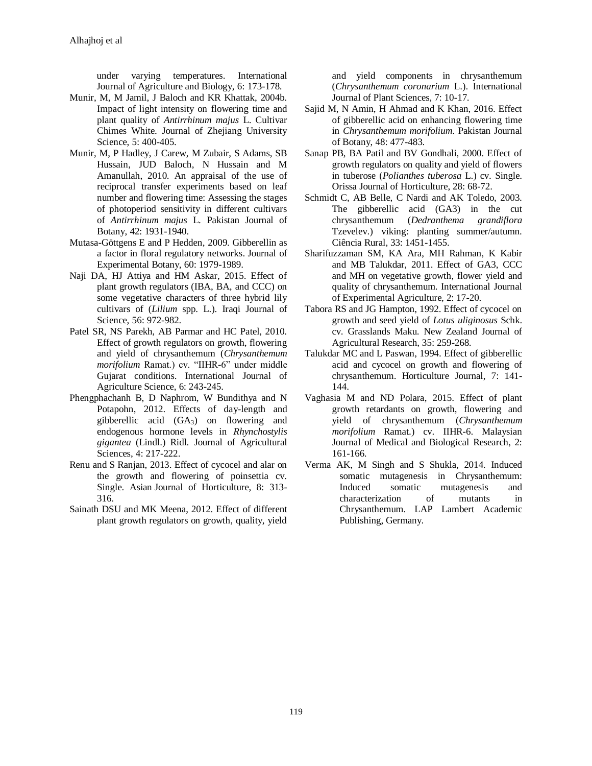under varying temperatures. International Journal of Agriculture and Biology, 6: 173-178.

Munir, M, M Jamil, J Baloch and KR Khattak, 2004b. Impact of light intensity on flowering time and plant quality of *Antirrhinum majus* L. Cultivar Chimes White. Journal of Zhejiang University Science, 5: 400-405.

Munir, M, P Hadley, J Carew, M Zubair, S Adams, SB Hussain, JUD Baloch, N Hussain and M Amanullah, 2010. An appraisal of the use of reciprocal transfer experiments based on leaf number and flowering time: Assessing the stages of photoperiod sensitivity in different cultivars of *Antirrhinum majus* L. Pakistan Journal of Botany, 42: 1931-1940.

Mutasa-Göttgens E and P Hedden, 2009. Gibberellin as a factor in floral regulatory networks. Journal of Experimental Botany, 60: 1979-1989.

Naji DA, HJ Attiya and HM Askar, 2015. Effect of plant growth regulators (IBA, BA, and CCC) on some vegetative characters of three hybrid lily cultivars of (*Lilium* spp. L.). Iraqi Journal of Science, 56: 972-982.

Patel SR, NS Parekh, AB Parmar and HC Patel, 2010. Effect of growth regulators on growth, flowering and yield of chrysanthemum (*Chrysanthemum morifolium* Ramat.) cv. "IIHR-6" under middle Gujarat conditions. International Journal of Agriculture Science, 6: 243-245.

Phengphachanh B, D Naphrom, W Bundithya and N Potapohn, 2012. Effects of day-length and gibberellic acid ($GA_3$) on flowering and endogenous hormone levels in *Rhynchostylis gigantea* (Lindl.) Ridl. Journal of Agricultural Sciences, 4: 217-222.

Renu and S Ranjan, 2013. Effect of cycocel and alar on the growth and flowering of poinsettia cv. Single. Asian Journal of Horticulture, 8: 313-316.

Sainath DSU and MK Meena, 2012. Effect of different plant growth regulators on growth, quality, yield and yield components in chrysanthemum (*Chrysanthemum coronarium* L.). International Journal of Plant Sciences, 7: 10-17.

Sajid M, N Amin, H Ahmad and K Khan, 2016. Effect of gibberellic acid on enhancing flowering time in *Chrysanthemum morifolium*. Pakistan Journal of Botany, 48: 477-483.

Sanap PB, BA Patil and BV Gondhali, 2000. Effect of growth regulators on quality and yield of flowers in tuberose (*Polianthes tuberosa* L.) cv. Single. Orissa Journal of Horticulture, 28: 68-72.

Schmidt C, AB Belle, C Nardi and AK Toledo, 2003. The gibberellic acid (GA3) in the cut chrysanthemum (*Dedranthema grandiflora* Tzevelev.) viking: planting summer/autumn. Ciência Rural, 33: 1451-1455.

Sharifuzzaman SM, KA Ara, MH Rahman, K Kabir and MB Talukdar, 2011. Effect of GA3, CCC and MH on vegetative growth, flower yield and quality of chrysanthemum. International Journal of Experimental Agriculture, 2: 17-20.

Tabora RS and JG Hampton, 1992. Effect of cycocel on growth and seed yield of *Lotus uliginosus* Schk. cv. Grasslands Maku. New Zealand Journal of Agricultural Research, 35: 259-268.

Talukdar MC and L Paswan, 1994. Effect of gibberellic acid and cycocel on growth and flowering of chrysanthemum. Horticulture Journal, 7: 141-144.

Vaghasia M and ND Polara, 2015. Effect of plant growth retardants on growth, flowering and yield of chrysanthemum (*Chrysanthemum morifolium* Ramat.) cv. IIHR-6. Malaysian Journal of Medical and Biological Research, 2: 161-166.

Verma AK, M Singh and S Shukla, 2014. Induced somatic mutagenesis in Chrysanthemum: Induced somatic mutagenesis and characterization of mutants in Chrysanthemum. LAP Lambert Academic Publishing, Germany.